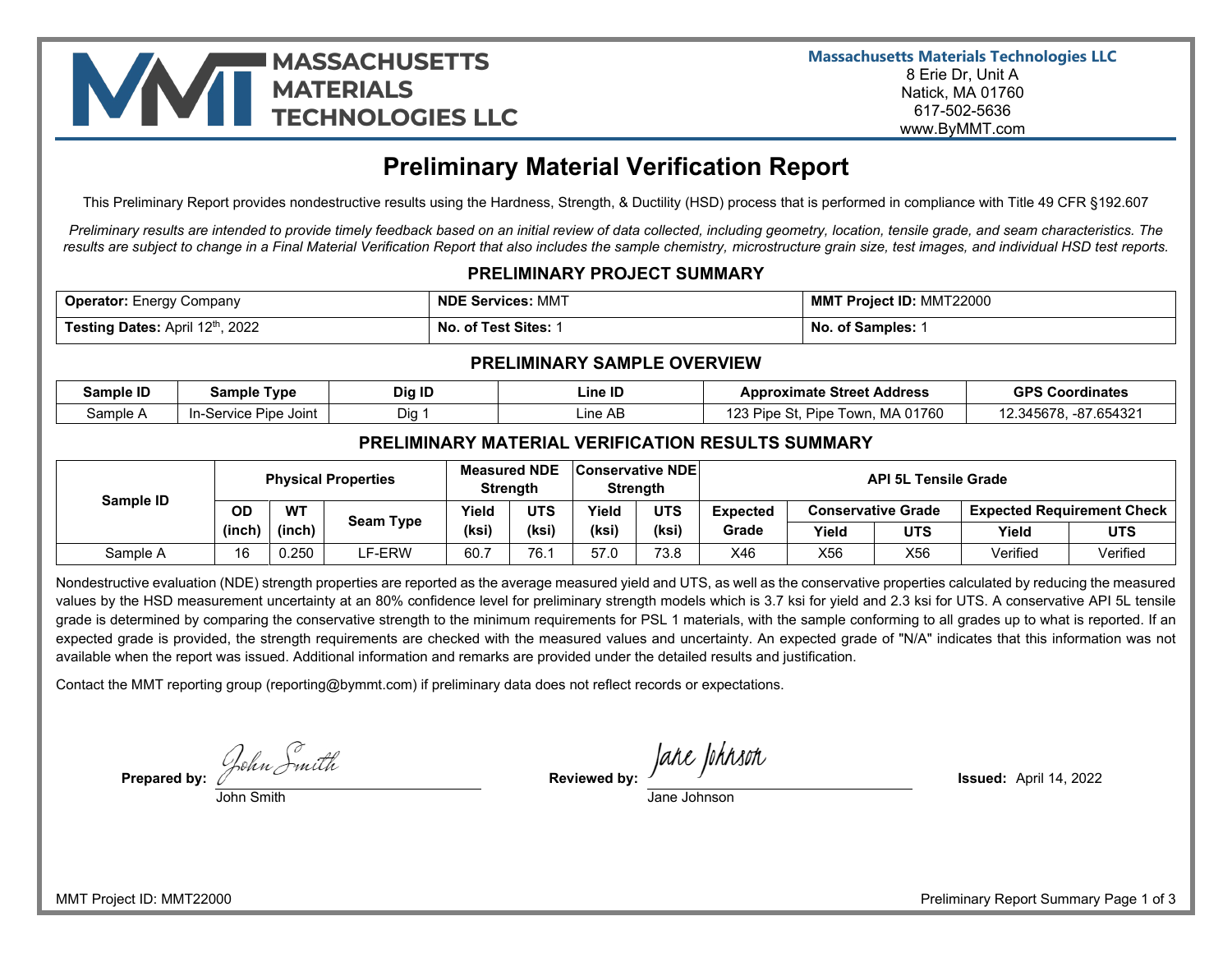**MASSACHUSETTS MATERIALS TECHNOLOGIES LLC**

**Massachusetts Materials Technologies LLC**
8 Erie Dr, Unit A
Natick, MA 01760
617-502-5636
www.ByMMT.com

# Preliminary Material Verification Report

This Preliminary Report provides nondestructive results using the Hardness, Strength, & Ductility (HSD) process that is performed in compliance with Title 49 CFR §192.607

*Preliminary results are intended to provide timely feedback based on an initial review of data collected, including geometry, location, tensile grade, and seam characteristics. The results are subject to change in a Final Material Verification Report that also includes the sample chemistry, microstructure grain size, test images, and individual HSD test reports.*

## PRELIMINARY PROJECT SUMMARY

| | | |
|---|---|---|
| **Operator:** Energy Company | **NDE Services:** MMT | **MMT Project ID:** MMT22000 |
| **Testing Dates:** April 12th, 2022 | **No. of Test Sites:** 1 | **No. of Samples:** 1 |

## PRELIMINARY SAMPLE OVERVIEW

| Sample ID | Sample Type | Dig ID | Line ID | Approximate Street Address | GPS Coordinates |
|---|---|---|---|---|---|
| Sample A | In-Service Pipe Joint | Dig 1 | Line AB | 123 Pipe St, Pipe Town, MA 01760 | 12.345678, -87.654321 |

## PRELIMINARY MATERIAL VERIFICATION RESULTS SUMMARY

| Sample ID | Physical Properties | | | Measured NDE Strength | | Conservative NDE Strength | | API 5L Tensile Grade | | | | |
|---|---|---|---|---|---|---|---|---|---|---|---|---|
| | | | | | | | | Expected Grade | Conservative Grade | | Expected Requirement Check | |
| | OD (inch) | WT (inch) | Seam Type | Yield (ksi) | UTS (ksi) | Yield (ksi) | UTS (ksi) | | Yield | UTS | Yield | UTS |
| Sample A | 16 | 0.250 | LF-ERW | 60.7 | 76.1 | 57.0 | 73.8 | X46 | X56 | X56 | Verified | Verified |

Nondestructive evaluation (NDE) strength properties are reported as the average measured yield and UTS, as well as the conservative properties calculated by reducing the measured values by the HSD measurement uncertainty at an 80% confidence level for preliminary strength models which is 3.7 ksi for yield and 2.3 ksi for UTS. A conservative API 5L tensile grade is determined by comparing the conservative strength to the minimum requirements for PSL 1 materials, with the sample conforming to all grades up to what is reported. If an expected grade is provided, the strength requirements are checked with the measured values and uncertainty. An expected grade of "N/A" indicates that this information was not available when the report was issued. Additional information and remarks are provided under the detailed results and justification.

Contact the MMT reporting group (reporting@bymmt.com) if preliminary data does not reflect records or expectations.

**Prepared by:** John Smith

**Reviewed by:** Jane Johnson

**Issued:** April 14, 2022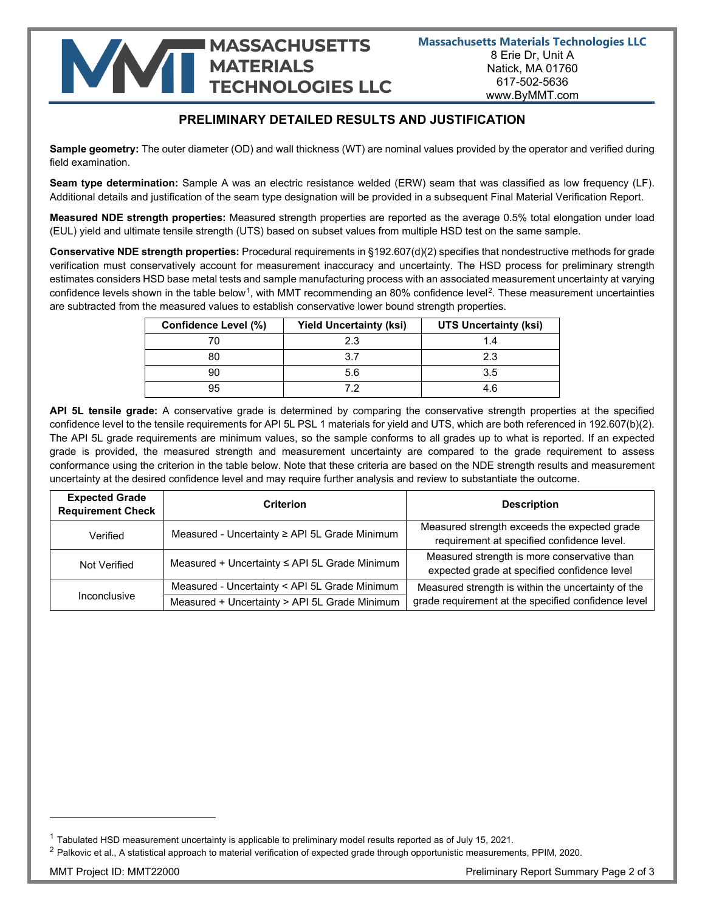Massachusetts Materials Technologies LLC
8 Erie Dr, Unit A
Natick, MA 01760
617-502-5636
www.ByMMT.com

## PRELIMINARY DETAILED RESULTS AND JUSTIFICATION

**Sample geometry:** The outer diameter (OD) and wall thickness (WT) are nominal values provided by the operator and verified during field examination.

**Seam type determination:** Sample A was an electric resistance welded (ERW) seam that was classified as low frequency (LF). Additional details and justification of the seam type designation will be provided in a subsequent Final Material Verification Report.

**Measured NDE strength properties:** Measured strength properties are reported as the average 0.5% total elongation under load (EUL) yield and ultimate tensile strength (UTS) based on subset values from multiple HSD test on the same sample.

**Conservative NDE strength properties:** Procedural requirements in §192.607(d)(2) specifies that nondestructive methods for grade verification must conservatively account for measurement inaccuracy and uncertainty. The HSD process for preliminary strength estimates considers HSD base metal tests and sample manufacturing process with an associated measurement uncertainty at varying confidence levels shown in the table below[1], with MMT recommending an 80% confidence level[2]. These measurement uncertainties are subtracted from the measured values to establish conservative lower bound strength properties.

| Confidence Level (%) | Yield Uncertainty (ksi) | UTS Uncertainty (ksi) |
|---|---|---|
| 70 | 2.3 | 1.4 |
| 80 | 3.7 | 2.3 |
| 90 | 5.6 | 3.5 |
| 95 | 7.2 | 4.6 |

**API 5L tensile grade:** A conservative grade is determined by comparing the conservative strength properties at the specified confidence level to the tensile requirements for API 5L PSL 1 materials for yield and UTS, which are both referenced in 192.607(b)(2). The API 5L grade requirements are minimum values, so the sample conforms to all grades up to what is reported. If an expected grade is provided, the measured strength and measurement uncertainty are compared to the grade requirement to assess conformance using the criterion in the table below. Note that these criteria are based on the NDE strength results and measurement uncertainty at the desired confidence level and may require further analysis and review to substantiate the outcome.

| Expected Grade Requirement Check | Criterion | Description |
|---|---|---|
| Verified | Measured - Uncertainty ≥ API 5L Grade Minimum | Measured strength exceeds the expected grade requirement at specified confidence level. |
| Not Verified | Measured + Uncertainty ≤ API 5L Grade Minimum | Measured strength is more conservative than expected grade at specified confidence level |
| Inconclusive | Measured - Uncertainty < API 5L Grade Minimum<br>Measured + Uncertainty > API 5L Grade Minimum | Measured strength is within the uncertainty of the grade requirement at the specified confidence level |

[1] Tabulated HSD measurement uncertainty is applicable to preliminary model results reported as of July 15, 2021.

[2] Palkovic et al., A statistical approach to material verification of expected grade through opportunistic measurements, PPIM, 2020.

MMT Project ID: MMT22000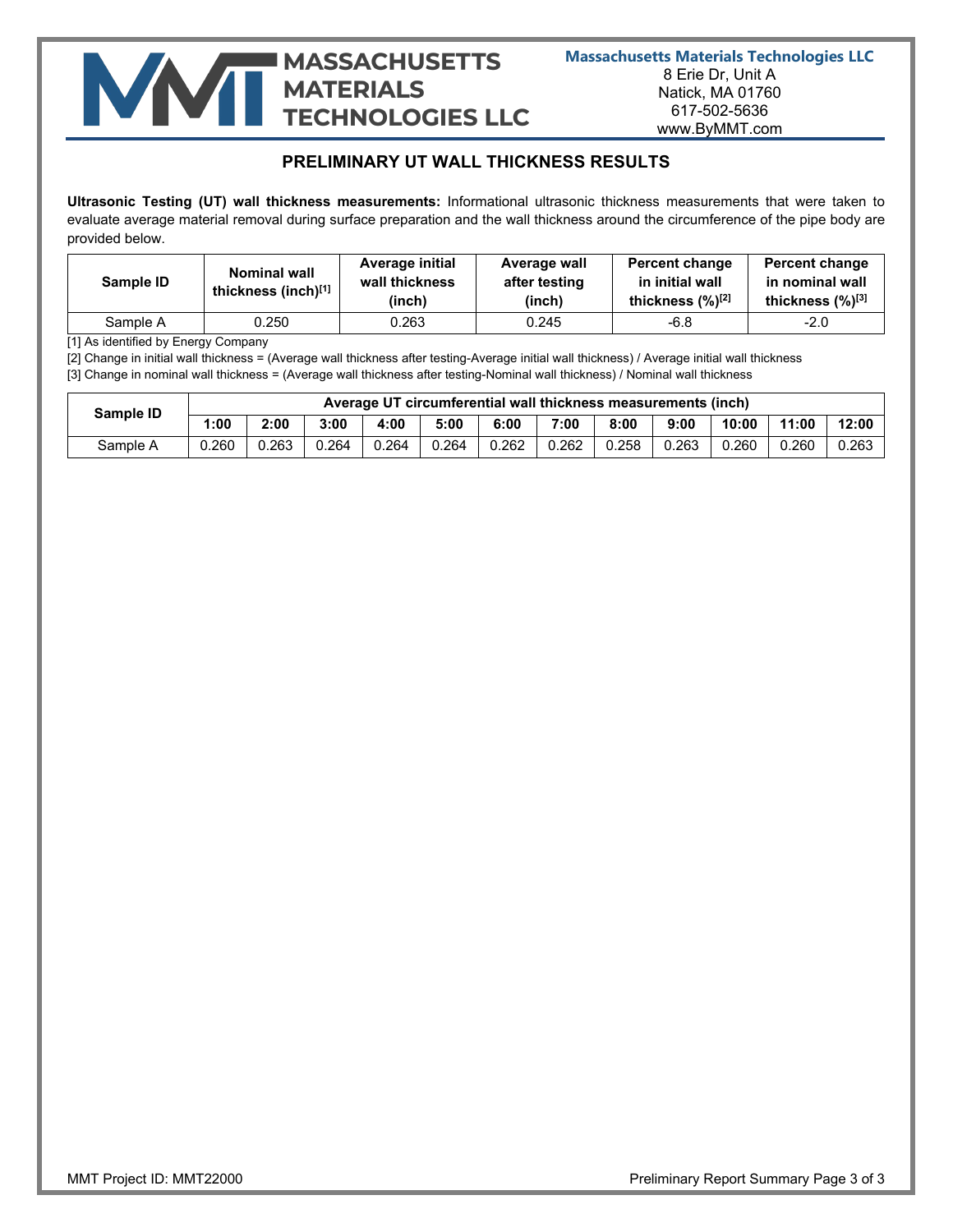MASSACHUSETTS MATERIALS TECHNOLOGIES LLC

**Massachusetts Materials Technologies LLC**
8 Erie Dr, Unit A
Natick, MA 01760
617-502-5636
www.ByMMT.com

## PRELIMINARY UT WALL THICKNESS RESULTS

**Ultrasonic Testing (UT) wall thickness measurements:** Informational ultrasonic thickness measurements that were taken to evaluate average material removal during surface preparation and the wall thickness around the circumference of the pipe body are provided below.

| Sample ID | Nominal wall thickness (inch)[1] | Average initial wall thickness (inch) | Average wall after testing (inch) | Percent change in initial wall thickness (%)[2] | Percent change in nominal wall thickness (%)[3] |
|---|---|---|---|---|---|
| Sample A | 0.250 | 0.263 | 0.245 | -6.8 | -2.0 |

[1] As identified by Energy Company
[2] Change in initial wall thickness = (Average wall thickness after testing-Average initial wall thickness) / Average initial wall thickness
[3] Change in nominal wall thickness = (Average wall thickness after testing-Nominal wall thickness) / Nominal wall thickness

| Sample ID | Average UT circumferential wall thickness measurements (inch) | | | | | | | | | | | |
|---|---|---|---|---|---|---|---|---|---|---|---|---|
| | 1:00 | 2:00 | 3:00 | 4:00 | 5:00 | 6:00 | 7:00 | 8:00 | 9:00 | 10:00 | 11:00 | 12:00 |
| Sample A | 0.260 | 0.263 | 0.264 | 0.264 | 0.264 | 0.262 | 0.262 | 0.258 | 0.263 | 0.260 | 0.260 | 0.263 |

MMT Project ID: MMT22000